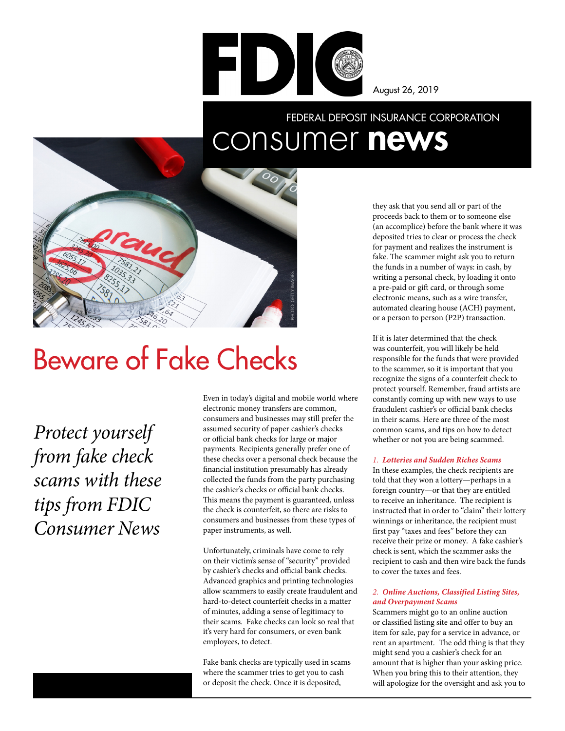FDIC

August 26, 2019

FEDERAL DEPOSIT INSURANCE CORPORATION

consumer **news**

# Beware of Fake Checks

*Protect yourself from fake check scams with these tips from FDIC Consumer News*

Even in today's digital and mobile world where electronic money transfers are common, consumers and businesses may still prefer the assumed security of paper cashier's checks or official bank checks for large or major payments. Recipients generally prefer one of these checks over a personal check because the financial institution presumably has already collected the funds from the party purchasing the cashier's checks or official bank checks. This means the payment is guaranteed, unless the check is counterfeit, so there are risks to consumers and businesses from these types of paper instruments, as well.

Unfortunately, criminals have come to rely on their victim's sense of "security" provided by cashier's checks and official bank checks. Advanced graphics and printing technologies allow scammers to easily create fraudulent and hard-to-detect counterfeit checks in a matter of minutes, adding a sense of legitimacy to their scams. Fake checks can look so real that it's very hard for consumers, or even bank employees, to detect.

Fake bank checks are typically used in scams where the scammer tries to get you to cash or deposit the check. Once it is deposited, they ask that you send all or part of the proceeds back to them or to someone else (an accomplice) before the bank where it was deposited tries to clear or process the check for payment and realizes the instrument is fake. The scammer might ask you to return the funds in a number of ways: in cash, by writing a personal check, by loading it onto a pre-paid or gift card, or through some electronic means, such as a wire transfer, automated clearing house (ACH) payment, or a person to person (P2P) transaction.

If it is later determined that the check was counterfeit, you will likely be held responsible for the funds that were provided to the scammer, so it is important that you recognize the signs of a counterfeit check to protect yourself. Remember, fraud artists are constantly coming up with new ways to use fraudulent cashier's or official bank checks in their scams. Here are three of the most common scams, and tips on how to detect whether or not you are being scammed.

***1. Lotteries and Sudden Riches Scams***

In these examples, the check recipients are told that they won a lottery—perhaps in a foreign country—or that they are entitled to receive an inheritance. The recipient is instructed that in order to "claim" their lottery winnings or inheritance, the recipient must first pay "taxes and fees" before they can receive their prize or money. A fake cashier's check is sent, which the scammer asks the recipient to cash and then wire back the funds to cover the taxes and fees.

***2. Online Auctions, Classified Listing Sites, and Overpayment Scams***

Scammers might go to an online auction or classified listing site and offer to buy an item for sale, pay for a service in advance, or rent an apartment. The odd thing is that they might send you a cashier's check for an amount that is higher than your asking price. When you bring this to their attention, they will apologize for the oversight and ask you to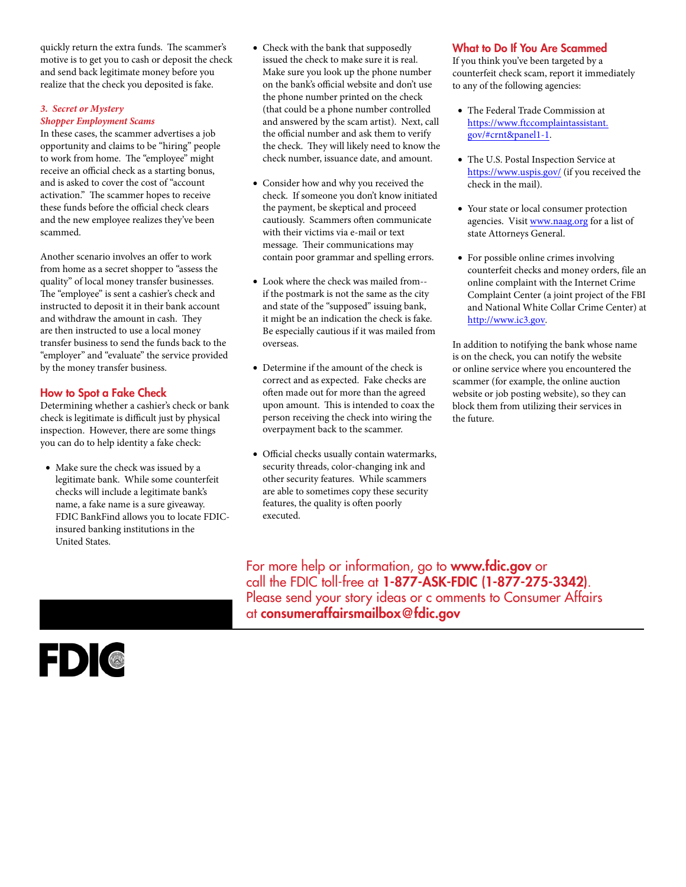quickly return the extra funds. The scammer's motive is to get you to cash or deposit the check and send back legitimate money before you realize that the check you deposited is fake.

***3. Secret or Mystery Shopper Employment Scams***

In these cases, the scammer advertises a job opportunity and claims to be "hiring" people to work from home. The "employee" might receive an official check as a starting bonus, and is asked to cover the cost of "account activation." The scammer hopes to receive these funds before the official check clears and the new employee realizes they've been scammed.

Another scenario involves an offer to work from home as a secret shopper to "assess the quality" of local money transfer businesses. The "employee" is sent a cashier's check and instructed to deposit it in their bank account and withdraw the amount in cash. They are then instructed to use a local money transfer business to send the funds back to the "employer" and "evaluate" the service provided by the money transfer business.

## How to Spot a Fake Check

Determining whether a cashier's check or bank check is legitimate is difficult just by physical inspection. However, there are some things you can do to help identity a fake check:

- Make sure the check was issued by a legitimate bank. While some counterfeit checks will include a legitimate bank's name, a fake name is a sure giveaway. FDIC BankFind allows you to locate FDIC-insured banking institutions in the United States.
- Check with the bank that supposedly issued the check to make sure it is real. Make sure you look up the phone number on the bank's official website and don't use the phone number printed on the check (that could be a phone number controlled and answered by the scam artist). Next, call the official number and ask them to verify the check. They will likely need to know the check number, issuance date, and amount.
- Consider how and why you received the check. If someone you don't know initiated the payment, be skeptical and proceed cautiously. Scammers often communicate with their victims via e-mail or text message. Their communications may contain poor grammar and spelling errors.
- Look where the check was mailed from--if the postmark is not the same as the city and state of the "supposed" issuing bank, it might be an indication the check is fake. Be especially cautious if it was mailed from overseas.
- Determine if the amount of the check is correct and as expected. Fake checks are often made out for more than the agreed upon amount. This is intended to coax the person receiving the check into wiring the overpayment back to the scammer.
- Official checks usually contain watermarks, security threads, color-changing ink and other security features. While scammers are able to sometimes copy these security features, the quality is often poorly executed.

## What to Do If You Are Scammed

If you think you've been targeted by a counterfeit check scam, report it immediately to any of the following agencies:

- The Federal Trade Commission at https://www.ftccomplaintassistant.gov/#crnt&panel1-1.
- The U.S. Postal Inspection Service at https://www.uspis.gov/ (if you received the check in the mail).
- Your state or local consumer protection agencies. Visit www.naag.org for a list of state Attorneys General.
- For possible online crimes involving counterfeit checks and money orders, file an online complaint with the Internet Crime Complaint Center (a joint project of the FBI and National White Collar Crime Center) at http://www.ic3.gov.

In addition to notifying the bank whose name is on the check, you can notify the website or online service where you encountered the scammer (for example, the online auction website or job posting website), so they can block them from utilizing their services in the future.

For more help or information, go to **www.fdic.gov** or call the FDIC toll-free at **1-877-ASK-FDIC (1-877-275-3342)**. Please send your story ideas or c omments to Consumer Affairs at **consumeraffairsmailbox@fdic.gov**

FDIC